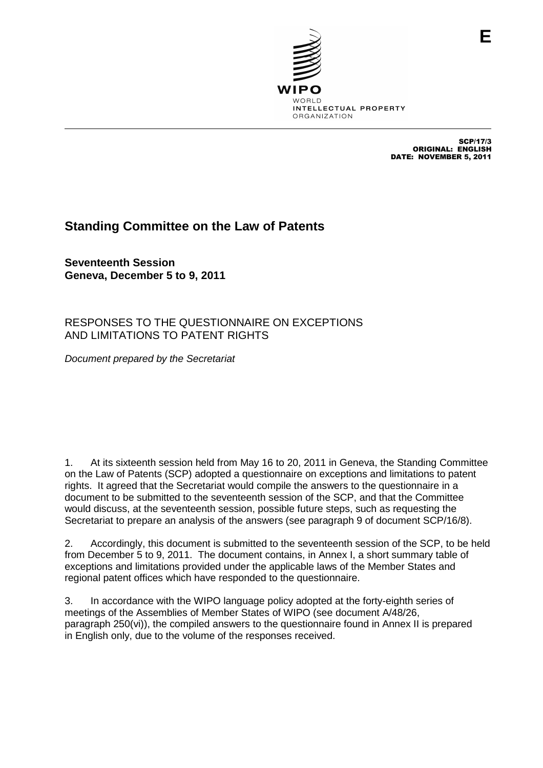E

WIPO
WORLD
INTELLECTUAL PROPERTY
ORGANIZATION

SCP/17/3
ORIGINAL: ENGLISH
DATE: NOVEMBER 5, 2011

# Standing Committee on the Law of Patents

**Seventeenth Session**
**Geneva, December 5 to 9, 2011**

RESPONSES TO THE QUESTIONNAIRE ON EXCEPTIONS AND LIMITATIONS TO PATENT RIGHTS

*Document prepared by the Secretariat*

1. At its sixteenth session held from May 16 to 20, 2011 in Geneva, the Standing Committee on the Law of Patents (SCP) adopted a questionnaire on exceptions and limitations to patent rights. It agreed that the Secretariat would compile the answers to the questionnaire in a document to be submitted to the seventeenth session of the SCP, and that the Committee would discuss, at the seventeenth session, possible future steps, such as requesting the Secretariat to prepare an analysis of the answers (see paragraph 9 of document SCP/16/8).

2. Accordingly, this document is submitted to the seventeenth session of the SCP, to be held from December 5 to 9, 2011. The document contains, in Annex I, a short summary table of exceptions and limitations provided under the applicable laws of the Member States and regional patent offices which have responded to the questionnaire.

3. In accordance with the WIPO language policy adopted at the forty-eighth series of meetings of the Assemblies of Member States of WIPO (see document A/48/26, paragraph 250(vi)), the compiled answers to the questionnaire found in Annex II is prepared in English only, due to the volume of the responses received.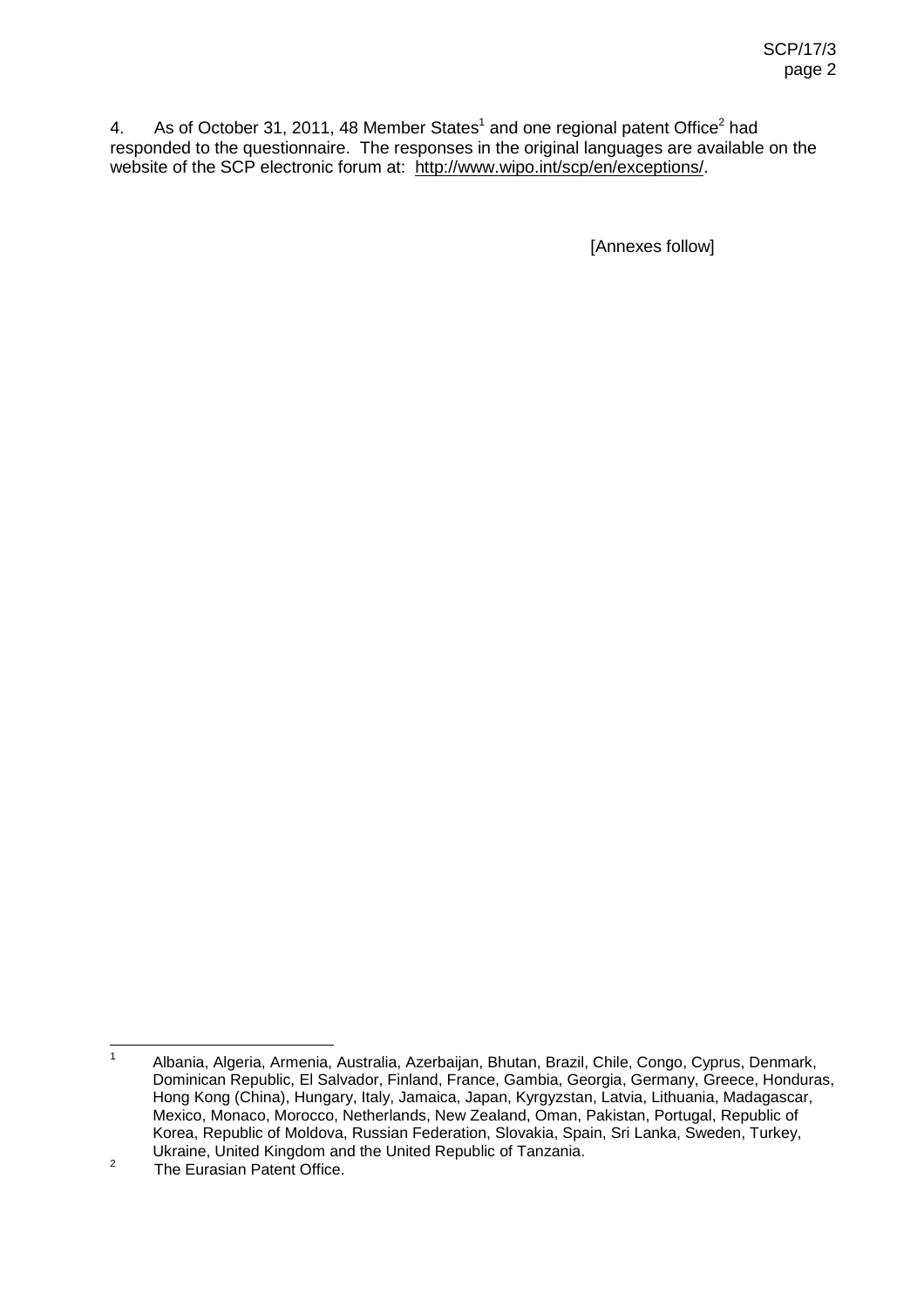4. As of October 31, 2011, 48 Member States[1] and one regional patent Office[2] had responded to the questionnaire. The responses in the original languages are available on the website of the SCP electronic forum at: http://www.wipo.int/scp/en/exceptions/.

[Annexes follow]

---

[1] Albania, Algeria, Armenia, Australia, Azerbaijan, Bhutan, Brazil, Chile, Congo, Cyprus, Denmark, Dominican Republic, El Salvador, Finland, France, Gambia, Georgia, Germany, Greece, Honduras, Hong Kong (China), Hungary, Italy, Jamaica, Japan, Kyrgyzstan, Latvia, Lithuania, Madagascar, Mexico, Monaco, Morocco, Netherlands, New Zealand, Oman, Pakistan, Portugal, Republic of Korea, Republic of Moldova, Russian Federation, Slovakia, Spain, Sri Lanka, Sweden, Turkey, Ukraine, United Kingdom and the United Republic of Tanzania.

[2] The Eurasian Patent Office.